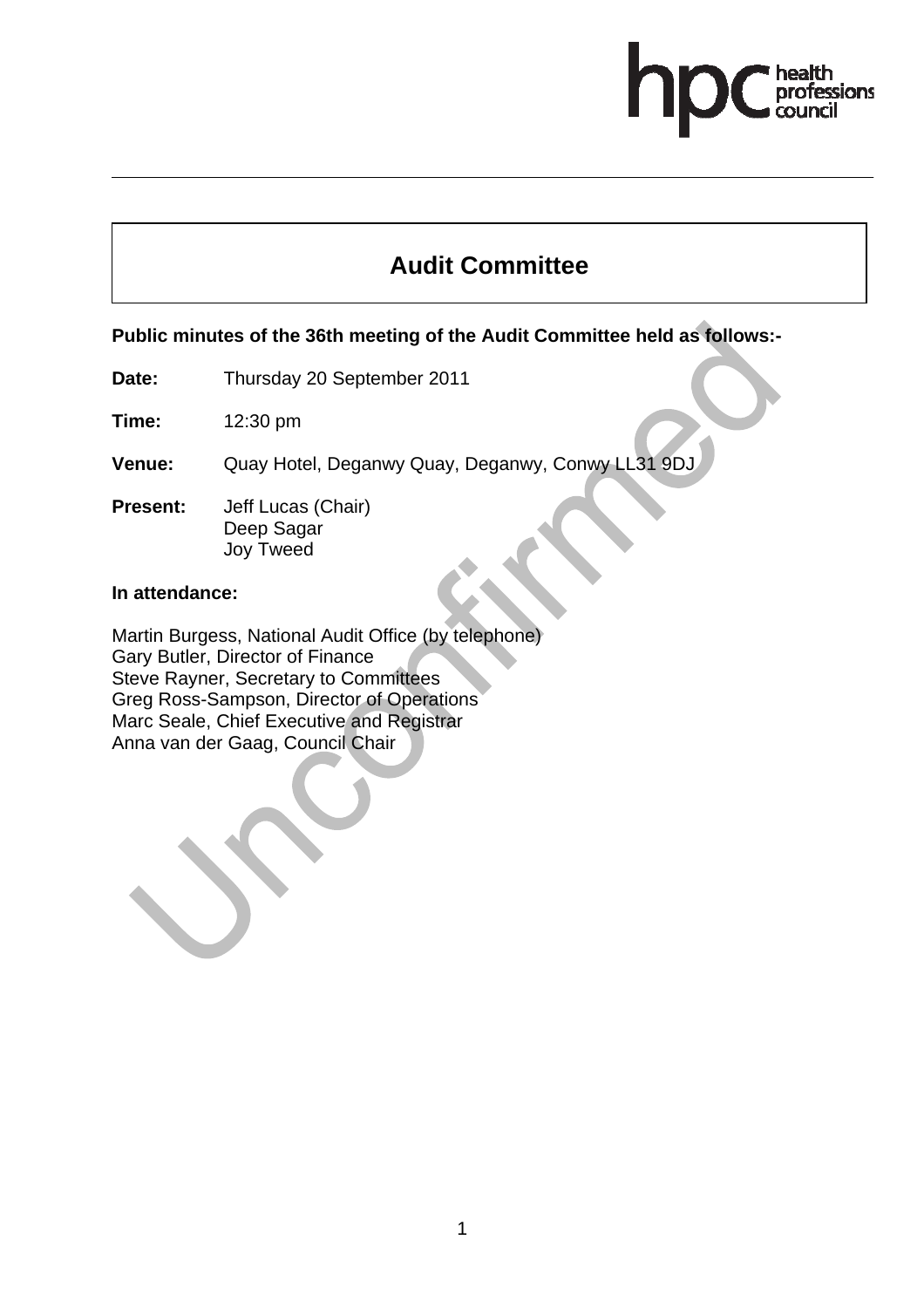# Audit Committee

**Public minutes of the 36th meeting of the Audit Committee held as follows:-**

**Date:** Thursday 20 September 2011

**Time:** 12:30 pm

**Venue:** Quay Hotel, Deganwy Quay, Deganwy, Conwy LL31 9DJ

**Present:** Jeff Lucas (Chair)
Deep Sagar
Joy Tweed

**In attendance:**

Martin Burgess, National Audit Office (by telephone)
Gary Butler, Director of Finance
Steve Rayner, Secretary to Committees
Greg Ross-Sampson, Director of Operations
Marc Seale, Chief Executive and Registrar
Anna van der Gaag, Council Chair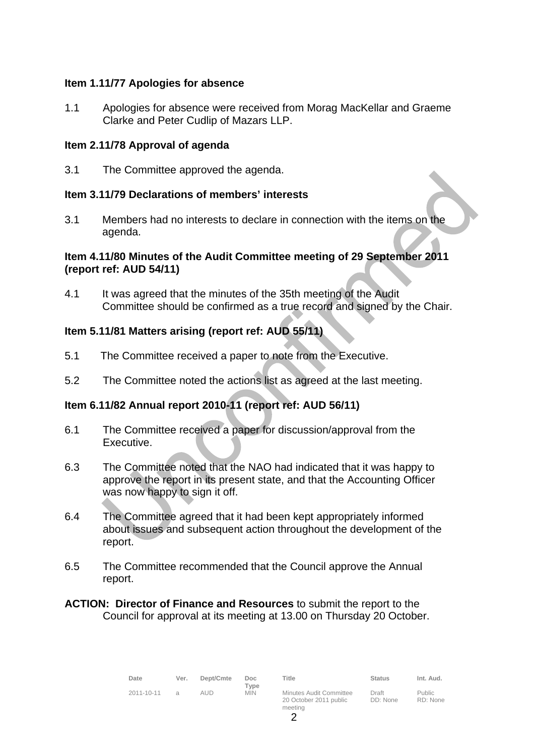**Item 1.11/77 Apologies for absence**

1.1 Apologies for absence were received from Morag MacKellar and Graeme Clarke and Peter Cudlip of Mazars LLP.

**Item 2.11/78 Approval of agenda**

3.1 The Committee approved the agenda.

**Item 3.11/79 Declarations of members' interests**

3.1 Members had no interests to declare in connection with the items on the agenda.

**Item 4.11/80 Minutes of the Audit Committee meeting of 29 September 2011 (report ref: AUD 54/11)**

4.1 It was agreed that the minutes of the 35th meeting of the Audit Committee should be confirmed as a true record and signed by the Chair.

**Item 5.11/81 Matters arising (report ref: AUD 55/11)**

5.1 The Committee received a paper to note from the Executive.

5.2 The Committee noted the actions list as agreed at the last meeting.

**Item 6.11/82 Annual report 2010-11 (report ref: AUD 56/11)**

6.1 The Committee received a paper for discussion/approval from the Executive.

6.3 The Committee noted that the NAO had indicated that it was happy to approve the report in its present state, and that the Accounting Officer was now happy to sign it off.

6.4 The Committee agreed that it had been kept appropriately informed about issues and subsequent action throughout the development of the report.

6.5 The Committee recommended that the Council approve the Annual report.

**ACTION: Director of Finance and Resources** to submit the report to the Council for approval at its meeting at 13.00 on Thursday 20 October.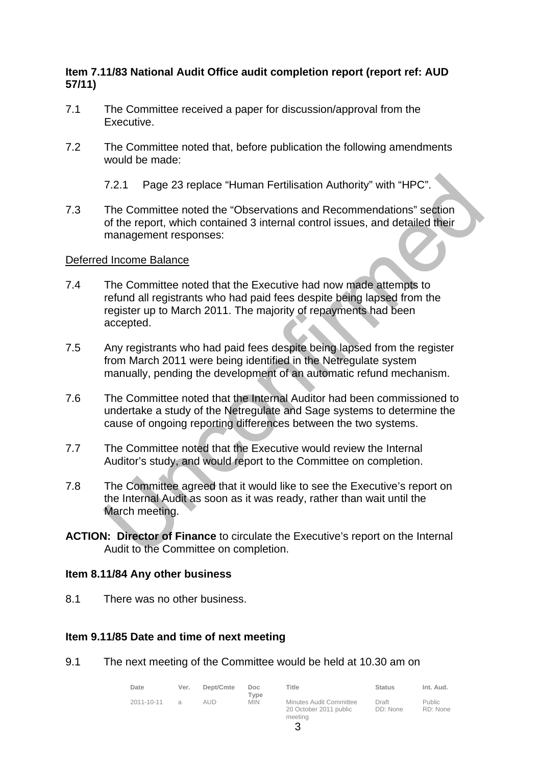**Item 7.11/83 National Audit Office audit completion report (report ref: AUD 57/11)**

7.1 The Committee received a paper for discussion/approval from the Executive.

7.2 The Committee noted that, before publication the following amendments would be made:

7.2.1 Page 23 replace "Human Fertilisation Authority" with "HPC".

7.3 The Committee noted the "Observations and Recommendations" section of the report, which contained 3 internal control issues, and detailed their management responses:

Deferred Income Balance

7.4 The Committee noted that the Executive had now made attempts to refund all registrants who had paid fees despite being lapsed from the register up to March 2011. The majority of repayments had been accepted.

7.5 Any registrants who had paid fees despite being lapsed from the register from March 2011 were being identified in the Netregulate system manually, pending the development of an automatic refund mechanism.

7.6 The Committee noted that the Internal Auditor had been commissioned to undertake a study of the Netregulate and Sage systems to determine the cause of ongoing reporting differences between the two systems.

7.7 The Committee noted that the Executive would review the Internal Auditor's study, and would report to the Committee on completion.

7.8 The Committee agreed that it would like to see the Executive's report on the Internal Audit as soon as it was ready, rather than wait until the March meeting.

**ACTION: Director of Finance** to circulate the Executive's report on the Internal Audit to the Committee on completion.

**Item 8.11/84 Any other business**

8.1 There was no other business.

**Item 9.11/85 Date and time of next meeting**

9.1 The next meeting of the Committee would be held at 10.30 am on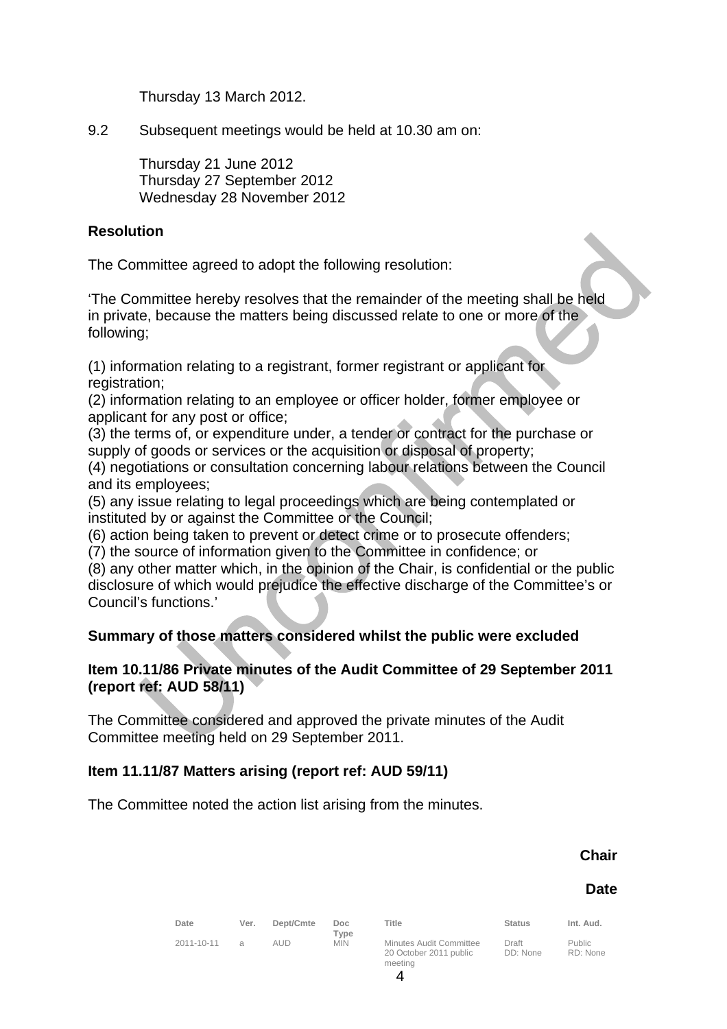Thursday 13 March 2012.

9.2 Subsequent meetings would be held at 10.30 am on:

Thursday 21 June 2012
Thursday 27 September 2012
Wednesday 28 November 2012

**Resolution**

The Committee agreed to adopt the following resolution:

'The Committee hereby resolves that the remainder of the meeting shall be held in private, because the matters being discussed relate to one or more of the following;

(1) information relating to a registrant, former registrant or applicant for registration;
(2) information relating to an employee or officer holder, former employee or applicant for any post or office;
(3) the terms of, or expenditure under, a tender or contract for the purchase or supply of goods or services or the acquisition or disposal of property;
(4) negotiations or consultation concerning labour relations between the Council and its employees;
(5) any issue relating to legal proceedings which are being contemplated or instituted by or against the Committee or the Council;
(6) action being taken to prevent or detect crime or to prosecute offenders;
(7) the source of information given to the Committee in confidence; or
(8) any other matter which, in the opinion of the Chair, is confidential or the public disclosure of which would prejudice the effective discharge of the Committee's or Council's functions.'

**Summary of those matters considered whilst the public were excluded**

**Item 10.11/86 Private minutes of the Audit Committee of 29 September 2011 (report ref: AUD 58/11)**

The Committee considered and approved the private minutes of the Audit Committee meeting held on 29 September 2011.

**Item 11.11/87 Matters arising (report ref: AUD 59/11)**

The Committee noted the action list arising from the minutes.

**Chair**

**Date**

| Date | Ver. | Dept/Cmte | Doc Type | Title | Status | Int. Aud. |
|---|---|---|---|---|---|---|
| 2011-10-11 | a | AUD | MIN | Minutes Audit Committee 20 October 2011 public meeting | Draft DD: None | Public RD: None |